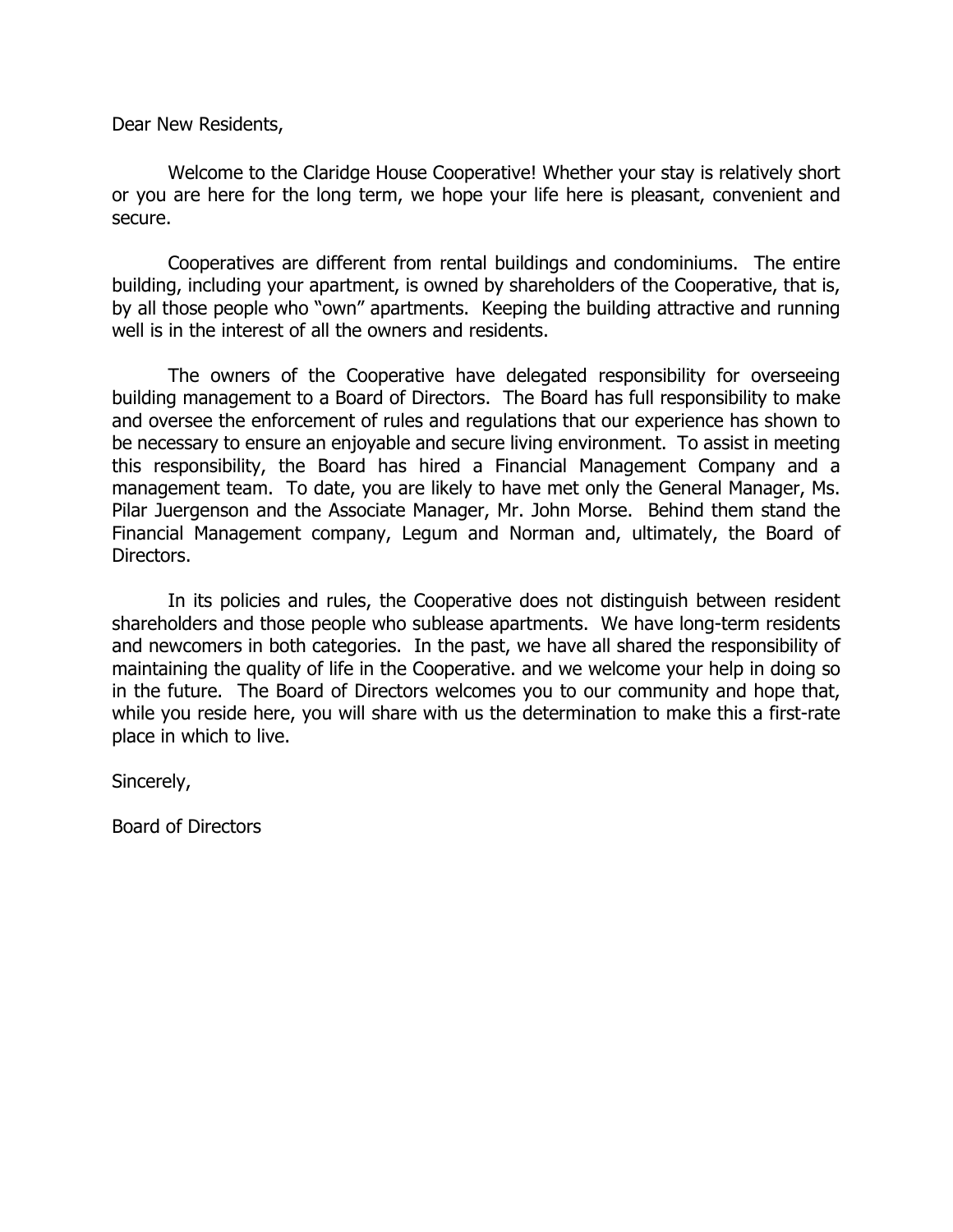Dear New Residents,

Welcome to the Claridge House Cooperative! Whether your stay is relatively short or you are here for the long term, we hope your life here is pleasant, convenient and secure.

Cooperatives are different from rental buildings and condominiums. The entire building, including your apartment, is owned by shareholders of the Cooperative, that is, by all those people who "own" apartments. Keeping the building attractive and running well is in the interest of all the owners and residents.

The owners of the Cooperative have delegated responsibility for overseeing building management to a Board of Directors. The Board has full responsibility to make and oversee the enforcement of rules and regulations that our experience has shown to be necessary to ensure an enjoyable and secure living environment. To assist in meeting this responsibility, the Board has hired a Financial Management Company and a management team. To date, you are likely to have met only the General Manager, Ms. Pilar Juergenson and the Associate Manager, Mr. John Morse. Behind them stand the Financial Management company, Legum and Norman and, ultimately, the Board of Directors.

In its policies and rules, the Cooperative does not distinguish between resident shareholders and those people who sublease apartments. We have long-term residents and newcomers in both categories. In the past, we have all shared the responsibility of maintaining the quality of life in the Cooperative. and we welcome your help in doing so in the future. The Board of Directors welcomes you to our community and hope that, while you reside here, you will share with us the determination to make this a first-rate place in which to live.

Sincerely,

Board of Directors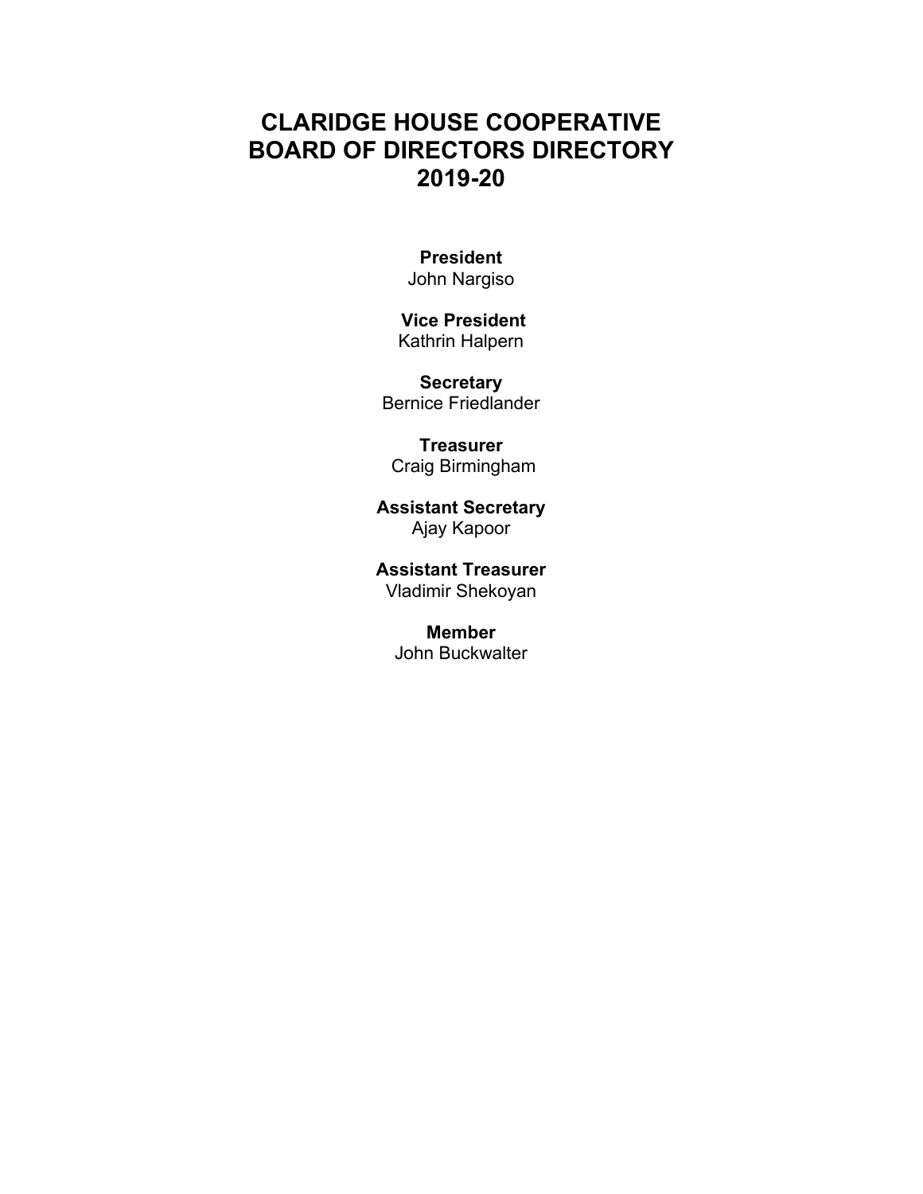# CLARIDGE HOUSE COOPERATIVE
# BOARD OF DIRECTORS DIRECTORY
# 2019-20

**President**
John Nargiso

**Vice President**
Kathrin Halpern

**Secretary**
Bernice Friedlander

**Treasurer**
Craig Birmingham

**Assistant Secretary**
Ajay Kapoor

**Assistant Treasurer**
Vladimir Shekoyan

**Member**
John Buckwalter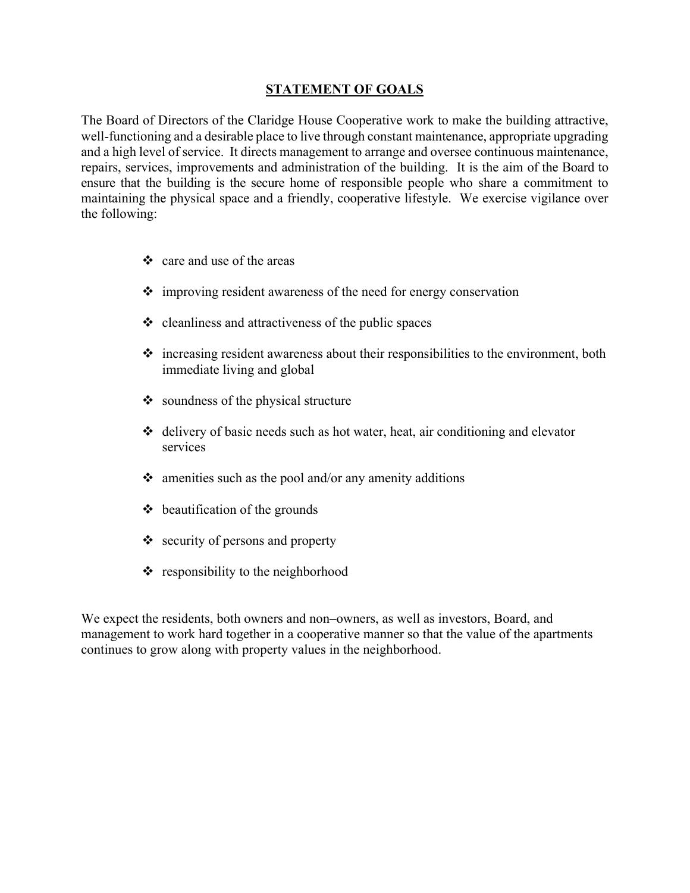## STATEMENT OF GOALS

The Board of Directors of the Claridge House Cooperative work to make the building attractive, well-functioning and a desirable place to live through constant maintenance, appropriate upgrading and a high level of service. It directs management to arrange and oversee continuous maintenance, repairs, services, improvements and administration of the building. It is the aim of the Board to ensure that the building is the secure home of responsible people who share a commitment to maintaining the physical space and a friendly, cooperative lifestyle. We exercise vigilance over the following:

- care and use of the areas
- improving resident awareness of the need for energy conservation
- cleanliness and attractiveness of the public spaces
- increasing resident awareness about their responsibilities to the environment, both immediate living and global
- soundness of the physical structure
- delivery of basic needs such as hot water, heat, air conditioning and elevator services
- amenities such as the pool and/or any amenity additions
- beautification of the grounds
- security of persons and property
- responsibility to the neighborhood

We expect the residents, both owners and non–owners, as well as investors, Board, and management to work hard together in a cooperative manner so that the value of the apartments continues to grow along with property values in the neighborhood.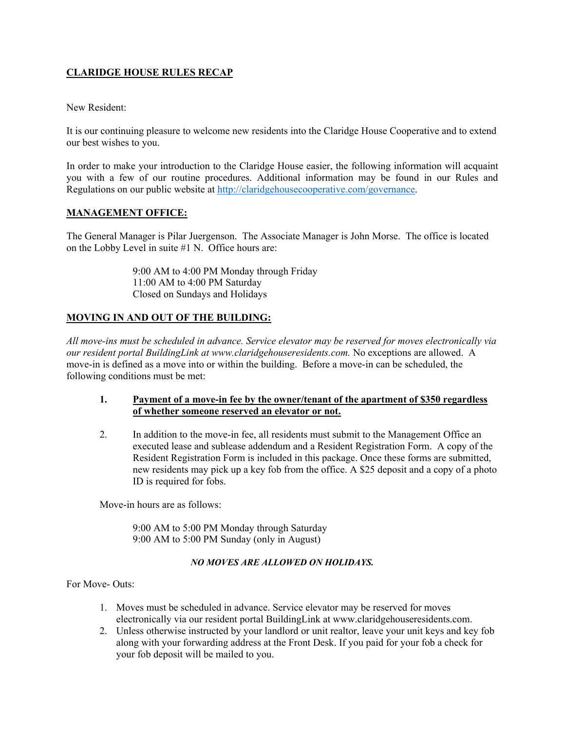## CLARIDGE HOUSE RULES RECAP

New Resident:

It is our continuing pleasure to welcome new residents into the Claridge House Cooperative and to extend our best wishes to you.

In order to make your introduction to the Claridge House easier, the following information will acquaint you with a few of our routine procedures. Additional information may be found in our Rules and Regulations on our public website at [http://claridgehousecooperative.com/governance](http://claridgehousecooperative.com/governance).

### MANAGEMENT OFFICE:

The General Manager is Pilar Juergenson. The Associate Manager is John Morse. The office is located on the Lobby Level in suite #1 N. Office hours are:

> 9:00 AM to 4:00 PM Monday through Friday
> 11:00 AM to 4:00 PM Saturday
> Closed on Sundays and Holidays

### MOVING IN AND OUT OF THE BUILDING:

*All move-ins must be scheduled in advance. Service elevator may be reserved for moves electronically via our resident portal BuildingLink at www.claridgehouseresidents.com.* No exceptions are allowed. A move-in is defined as a move into or within the building. Before a move-in can be scheduled, the following conditions must be met:

1. **Payment of a move-in fee by the owner/tenant of the apartment of $350 regardless of whether someone reserved an elevator or not.**

2. In addition to the move-in fee, all residents must submit to the Management Office an executed lease and sublease addendum and a Resident Registration Form. A copy of the Resident Registration Form is included in this package. Once these forms are submitted, new residents may pick up a key fob from the office. A $25 deposit and a copy of a photo ID is required for fobs.

Move-in hours are as follows:

> 9:00 AM to 5:00 PM Monday through Saturday
> 9:00 AM to 5:00 PM Sunday (only in August)

***NO MOVES ARE ALLOWED ON HOLIDAYS.***

For Move- Outs:

1. Moves must be scheduled in advance. Service elevator may be reserved for moves electronically via our resident portal BuildingLink at www.claridgehouseresidents.com.
2. Unless otherwise instructed by your landlord or unit realtor, leave your unit keys and key fob along with your forwarding address at the Front Desk. If you paid for your fob a check for your fob deposit will be mailed to you.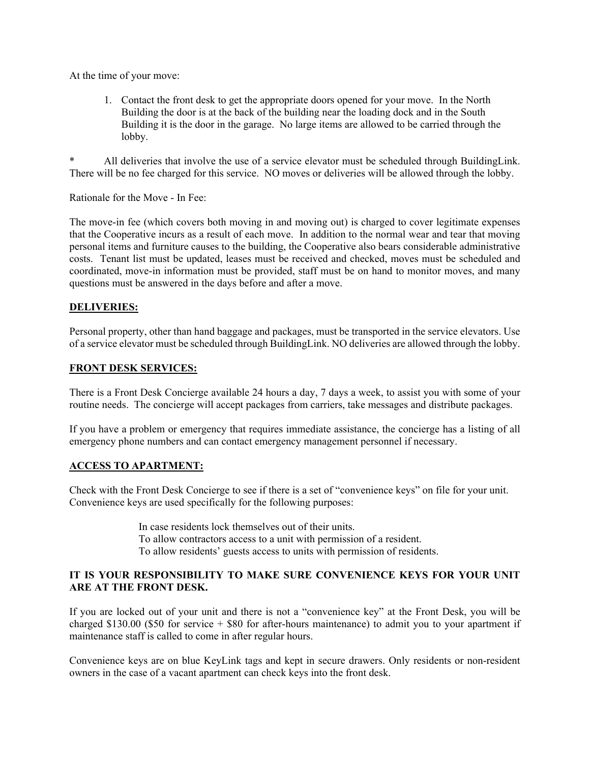At the time of your move:

1. Contact the front desk to get the appropriate doors opened for your move. In the North Building the door is at the back of the building near the loading dock and in the South Building it is the door in the garage. No large items are allowed to be carried through the lobby.

* All deliveries that involve the use of a service elevator must be scheduled through BuildingLink. There will be no fee charged for this service. NO moves or deliveries will be allowed through the lobby.

Rationale for the Move - In Fee:

The move-in fee (which covers both moving in and moving out) is charged to cover legitimate expenses that the Cooperative incurs as a result of each move. In addition to the normal wear and tear that moving personal items and furniture causes to the building, the Cooperative also bears considerable administrative costs. Tenant list must be updated, leases must be received and checked, moves must be scheduled and coordinated, move-in information must be provided, staff must be on hand to monitor moves, and many questions must be answered in the days before and after a move.

**DELIVERIES:**

Personal property, other than hand baggage and packages, must be transported in the service elevators. Use of a service elevator must be scheduled through BuildingLink. NO deliveries are allowed through the lobby.

**FRONT DESK SERVICES:**

There is a Front Desk Concierge available 24 hours a day, 7 days a week, to assist you with some of your routine needs. The concierge will accept packages from carriers, take messages and distribute packages.

If you have a problem or emergency that requires immediate assistance, the concierge has a listing of all emergency phone numbers and can contact emergency management personnel if necessary.

**ACCESS TO APARTMENT:**

Check with the Front Desk Concierge to see if there is a set of "convenience keys" on file for your unit. Convenience keys are used specifically for the following purposes:

In case residents lock themselves out of their units.
To allow contractors access to a unit with permission of a resident.
To allow residents' guests access to units with permission of residents.

**IT IS YOUR RESPONSIBILITY TO MAKE SURE CONVENIENCE KEYS FOR YOUR UNIT ARE AT THE FRONT DESK.**

If you are locked out of your unit and there is not a "convenience key" at the Front Desk, you will be charged $130.00 ($50 for service + $80 for after-hours maintenance) to admit you to your apartment if maintenance staff is called to come in after regular hours.

Convenience keys are on blue KeyLink tags and kept in secure drawers. Only residents or non-resident owners in the case of a vacant apartment can check keys into the front desk.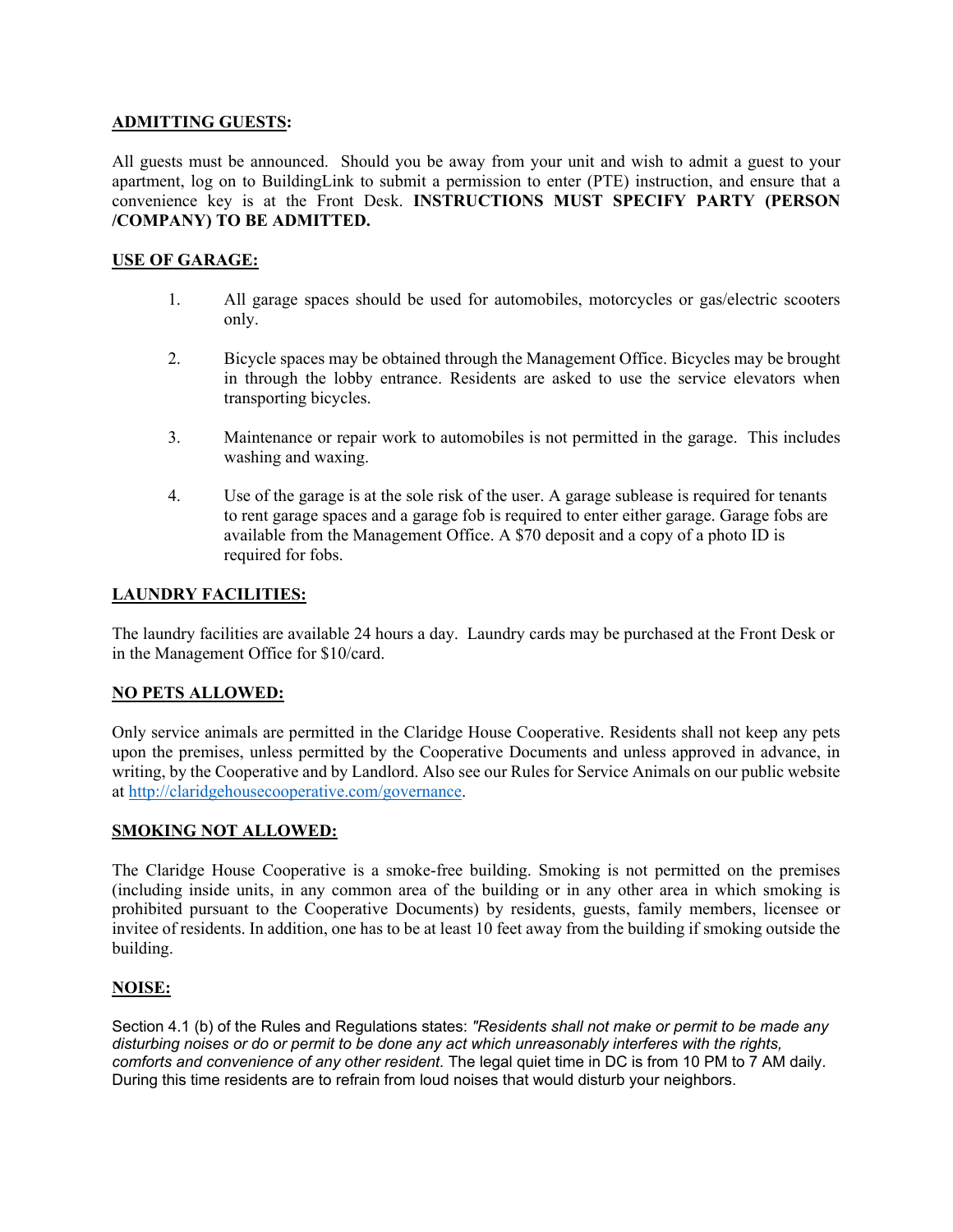## ADMITTING GUESTS:

All guests must be announced. Should you be away from your unit and wish to admit a guest to your apartment, log on to BuildingLink to submit a permission to enter (PTE) instruction, and ensure that a convenience key is at the Front Desk. **INSTRUCTIONS MUST SPECIFY PARTY (PERSON /COMPANY) TO BE ADMITTED.**

## USE OF GARAGE:

1. All garage spaces should be used for automobiles, motorcycles or gas/electric scooters only.

2. Bicycle spaces may be obtained through the Management Office. Bicycles may be brought in through the lobby entrance. Residents are asked to use the service elevators when transporting bicycles.

3. Maintenance or repair work to automobiles is not permitted in the garage. This includes washing and waxing.

4. Use of the garage is at the sole risk of the user. A garage sublease is required for tenants to rent garage spaces and a garage fob is required to enter either garage. Garage fobs are available from the Management Office. A $70 deposit and a copy of a photo ID is required for fobs.

## LAUNDRY FACILITIES:

The laundry facilities are available 24 hours a day. Laundry cards may be purchased at the Front Desk or in the Management Office for $10/card.

## NO PETS ALLOWED:

Only service animals are permitted in the Claridge House Cooperative. Residents shall not keep any pets upon the premises, unless permitted by the Cooperative Documents and unless approved in advance, in writing, by the Cooperative and by Landlord. Also see our Rules for Service Animals on our public website at [http://claridgehousecooperative.com/governance](http://claridgehousecooperative.com/governance).

## SMOKING NOT ALLOWED:

The Claridge House Cooperative is a smoke-free building. Smoking is not permitted on the premises (including inside units, in any common area of the building or in any other area in which smoking is prohibited pursuant to the Cooperative Documents) by residents, guests, family members, licensee or invitee of residents. In addition, one has to be at least 10 feet away from the building if smoking outside the building.

## NOISE:

Section 4.1 (b) of the Rules and Regulations states: *"Residents shall not make or permit to be made any disturbing noises or do or permit to be done any act which unreasonably interferes with the rights, comforts and convenience of any other resident.* The legal quiet time in DC is from 10 PM to 7 AM daily. During this time residents are to refrain from loud noises that would disturb your neighbors.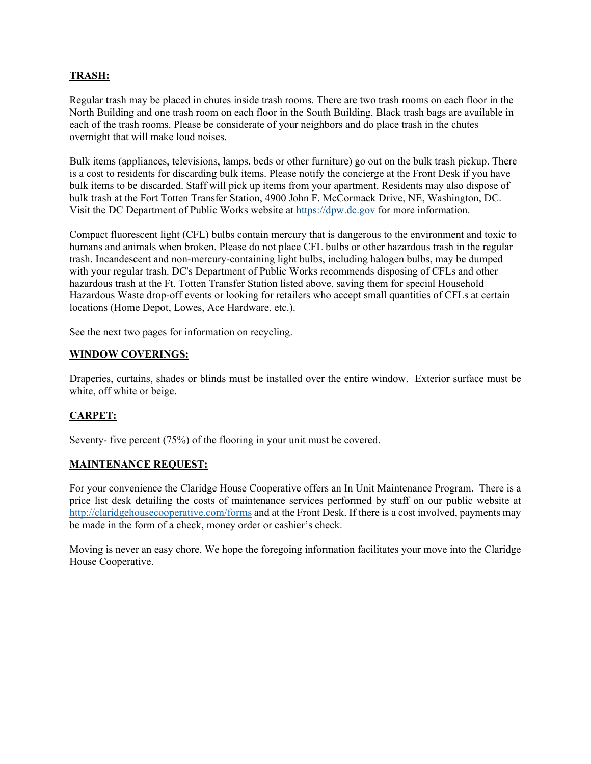**TRASH:**

Regular trash may be placed in chutes inside trash rooms. There are two trash rooms on each floor in the North Building and one trash room on each floor in the South Building. Black trash bags are available in each of the trash rooms. Please be considerate of your neighbors and do place trash in the chutes overnight that will make loud noises.

Bulk items (appliances, televisions, lamps, beds or other furniture) go out on the bulk trash pickup. There is a cost to residents for discarding bulk items. Please notify the concierge at the Front Desk if you have bulk items to be discarded. Staff will pick up items from your apartment. Residents may also dispose of bulk trash at the Fort Totten Transfer Station, 4900 John F. McCormack Drive, NE, Washington, DC. Visit the DC Department of Public Works website at [https://dpw.dc.gov](https://dpw.dc.gov) for more information.

Compact fluorescent light (CFL) bulbs contain mercury that is dangerous to the environment and toxic to humans and animals when broken. Please do not place CFL bulbs or other hazardous trash in the regular trash. Incandescent and non-mercury-containing light bulbs, including halogen bulbs, may be dumped with your regular trash. DC's Department of Public Works recommends disposing of CFLs and other hazardous trash at the Ft. Totten Transfer Station listed above, saving them for special Household Hazardous Waste drop-off events or looking for retailers who accept small quantities of CFLs at certain locations (Home Depot, Lowes, Ace Hardware, etc.).

See the next two pages for information on recycling.

**WINDOW COVERINGS:**

Draperies, curtains, shades or blinds must be installed over the entire window. Exterior surface must be white, off white or beige.

**CARPET:**

Seventy- five percent (75%) of the flooring in your unit must be covered.

**MAINTENANCE REQUEST:**

For your convenience the Claridge House Cooperative offers an In Unit Maintenance Program. There is a price list desk detailing the costs of maintenance services performed by staff on our public website at [http://claridgehousecooperative.com/forms](http://claridgehousecooperative.com/forms) and at the Front Desk. If there is a cost involved, payments may be made in the form of a check, money order or cashier's check.

Moving is never an easy chore. We hope the foregoing information facilitates your move into the Claridge House Cooperative.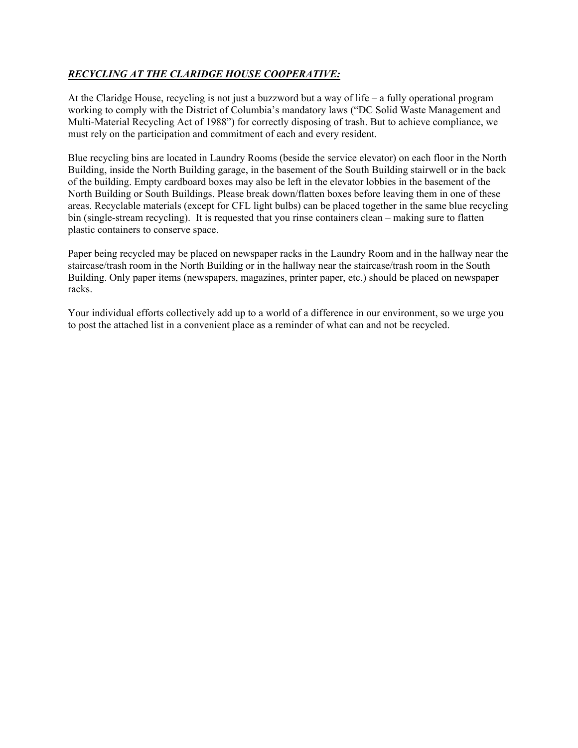***RECYCLING AT THE CLARIDGE HOUSE COOPERATIVE:***

At the Claridge House, recycling is not just a buzzword but a way of life – a fully operational program working to comply with the District of Columbia's mandatory laws ("DC Solid Waste Management and Multi-Material Recycling Act of 1988") for correctly disposing of trash. But to achieve compliance, we must rely on the participation and commitment of each and every resident.

Blue recycling bins are located in Laundry Rooms (beside the service elevator) on each floor in the North Building, inside the North Building garage, in the basement of the South Building stairwell or in the back of the building. Empty cardboard boxes may also be left in the elevator lobbies in the basement of the North Building or South Buildings. Please break down/flatten boxes before leaving them in one of these areas. Recyclable materials (except for CFL light bulbs) can be placed together in the same blue recycling bin (single-stream recycling). It is requested that you rinse containers clean – making sure to flatten plastic containers to conserve space.

Paper being recycled may be placed on newspaper racks in the Laundry Room and in the hallway near the staircase/trash room in the North Building or in the hallway near the staircase/trash room in the South Building. Only paper items (newspapers, magazines, printer paper, etc.) should be placed on newspaper racks.

Your individual efforts collectively add up to a world of a difference in our environment, so we urge you to post the attached list in a convenient place as a reminder of what can and not be recycled.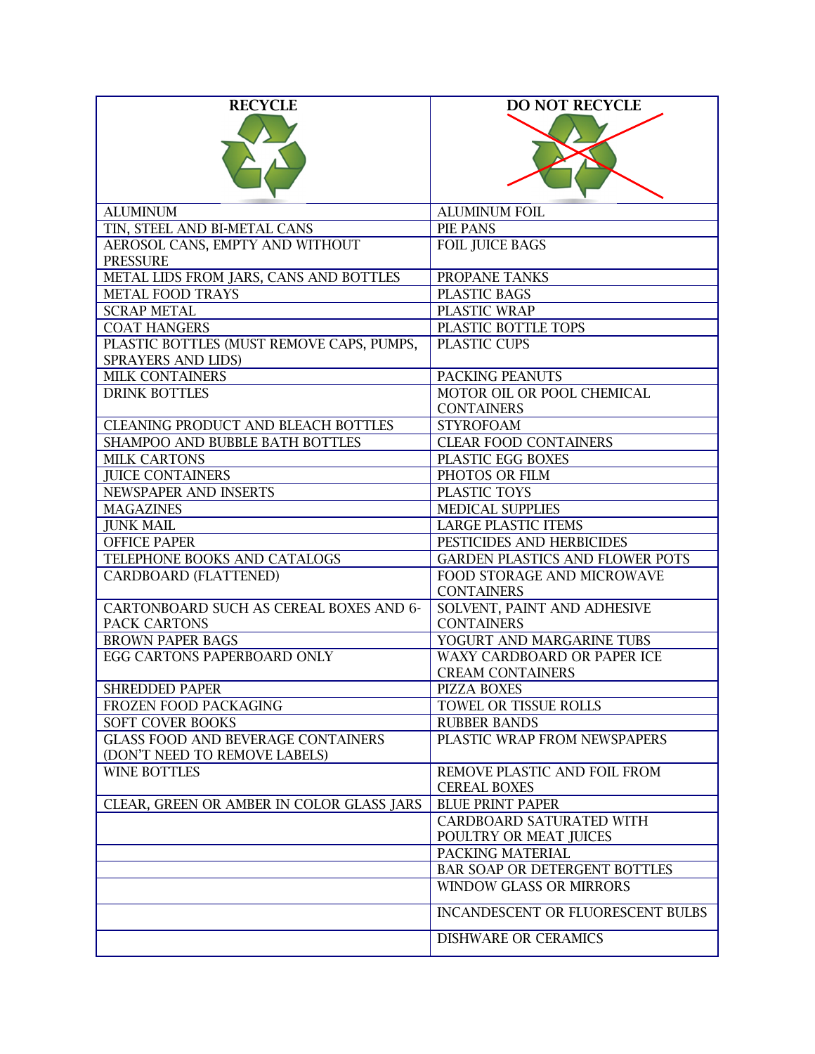| RECYCLE | DO NOT RECYCLE |
|---|---|
| ALUMINUM | ALUMINUM FOIL |
| TIN, STEEL AND BI-METAL CANS | PIE PANS |
| AEROSOL CANS, EMPTY AND WITHOUT PRESSURE | FOIL JUICE BAGS |
| METAL LIDS FROM JARS, CANS AND BOTTLES | PROPANE TANKS |
| METAL FOOD TRAYS | PLASTIC BAGS |
| SCRAP METAL | PLASTIC WRAP |
| COAT HANGERS | PLASTIC BOTTLE TOPS |
| PLASTIC BOTTLES (MUST REMOVE CAPS, PUMPS, SPRAYERS AND LIDS) | PLASTIC CUPS |
| MILK CONTAINERS | PACKING PEANUTS |
| DRINK BOTTLES | MOTOR OIL OR POOL CHEMICAL CONTAINERS |
| CLEANING PRODUCT AND BLEACH BOTTLES | STYROFOAM |
| SHAMPOO AND BUBBLE BATH BOTTLES | CLEAR FOOD CONTAINERS |
| MILK CARTONS | PLASTIC EGG BOXES |
| JUICE CONTAINERS | PHOTOS OR FILM |
| NEWSPAPER AND INSERTS | PLASTIC TOYS |
| MAGAZINES | MEDICAL SUPPLIES |
| JUNK MAIL | LARGE PLASTIC ITEMS |
| OFFICE PAPER | PESTICIDES AND HERBICIDES |
| TELEPHONE BOOKS AND CATALOGS | GARDEN PLASTICS AND FLOWER POTS |
| CARDBOARD (FLATTENED) | FOOD STORAGE AND MICROWAVE CONTAINERS |
| CARTONBOARD SUCH AS CEREAL BOXES AND 6-PACK CARTONS | SOLVENT, PAINT AND ADHESIVE CONTAINERS |
| BROWN PAPER BAGS | YOGURT AND MARGARINE TUBS |
| EGG CARTONS PAPERBOARD ONLY | WAXY CARDBOARD OR PAPER ICE CREAM CONTAINERS |
| SHREDDED PAPER | PIZZA BOXES |
| FROZEN FOOD PACKAGING | TOWEL OR TISSUE ROLLS |
| SOFT COVER BOOKS | RUBBER BANDS |
| GLASS FOOD AND BEVERAGE CONTAINERS (DON'T NEED TO REMOVE LABELS) | PLASTIC WRAP FROM NEWSPAPERS |
| WINE BOTTLES | REMOVE PLASTIC AND FOIL FROM CEREAL BOXES |
| CLEAR, GREEN OR AMBER IN COLOR GLASS JARS | BLUE PRINT PAPER |
| | CARDBOARD SATURATED WITH POULTRY OR MEAT JUICES |
| | PACKING MATERIAL |
| | BAR SOAP OR DETERGENT BOTTLES |
| | WINDOW GLASS OR MIRRORS |
| | INCANDESCENT OR FLUORESCENT BULBS |
| | DISHWARE OR CERAMICS |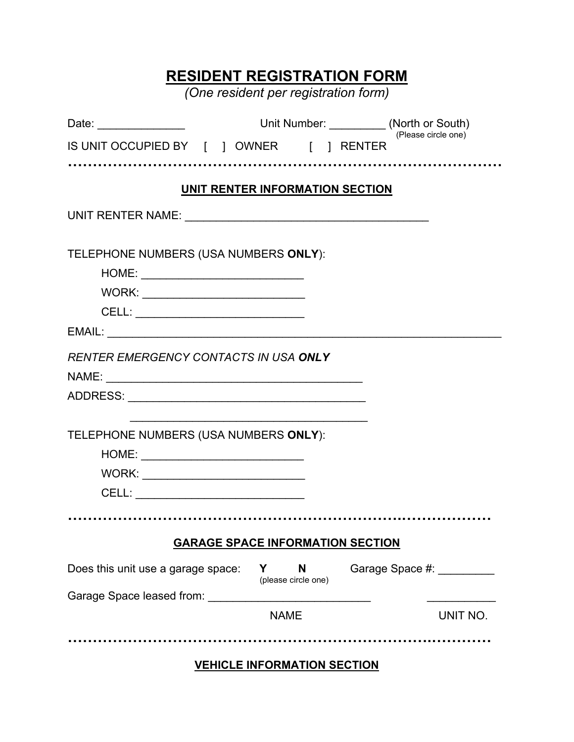# RESIDENT REGISTRATION FORM

*(One resident per registration form)*

Date: ______________ Unit Number: _________ (North or South)
(Please circle one)

IS UNIT OCCUPIED BY [ ] OWNER [ ] RENTER

---

## UNIT RENTER INFORMATION SECTION

UNIT RENTER NAME: ________________________________________

TELEPHONE NUMBERS (USA NUMBERS **ONLY**):

HOME: __________________________

WORK: __________________________

CELL: ____________________________

EMAIL: _________________________________________________________________

*RENTER EMERGENCY CONTACTS IN USA **ONLY***

NAME: ___________________________________________

ADDRESS: _______________________________________

________________________________________

TELEPHONE NUMBERS (USA NUMBERS **ONLY**):

HOME: __________________________

WORK: __________________________

CELL: ____________________________

---

## GARAGE SPACE INFORMATION SECTION

Does this unit use a garage space: **Y** **N** (please circle one) Garage Space #: _________

Garage Space leased from: ___________________________ ___________

NAME UNIT NO.

---

## VEHICLE INFORMATION SECTION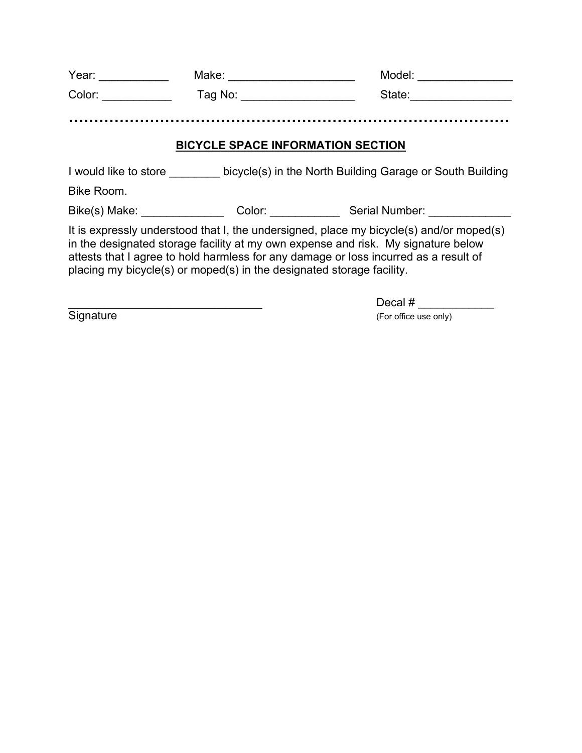Year: ___________ Make: ____________________ Model: _______________

Color: ___________ Tag No: __________________ State:________________

…………………………………………………………………………………

## BICYCLE SPACE INFORMATION SECTION

I would like to store ________ bicycle(s) in the North Building Garage or South Building Bike Room.

Bike(s) Make: _____________ Color: ___________ Serial Number: _____________

It is expressly understood that I, the undersigned, place my bicycle(s) and/or moped(s) in the designated storage facility at my own expense and risk. My signature below attests that I agree to hold harmless for any damage or loss incurred as a result of placing my bicycle(s) or moped(s) in the designated storage facility.

_______________________________
Signature

Decal # ____________
(For office use only)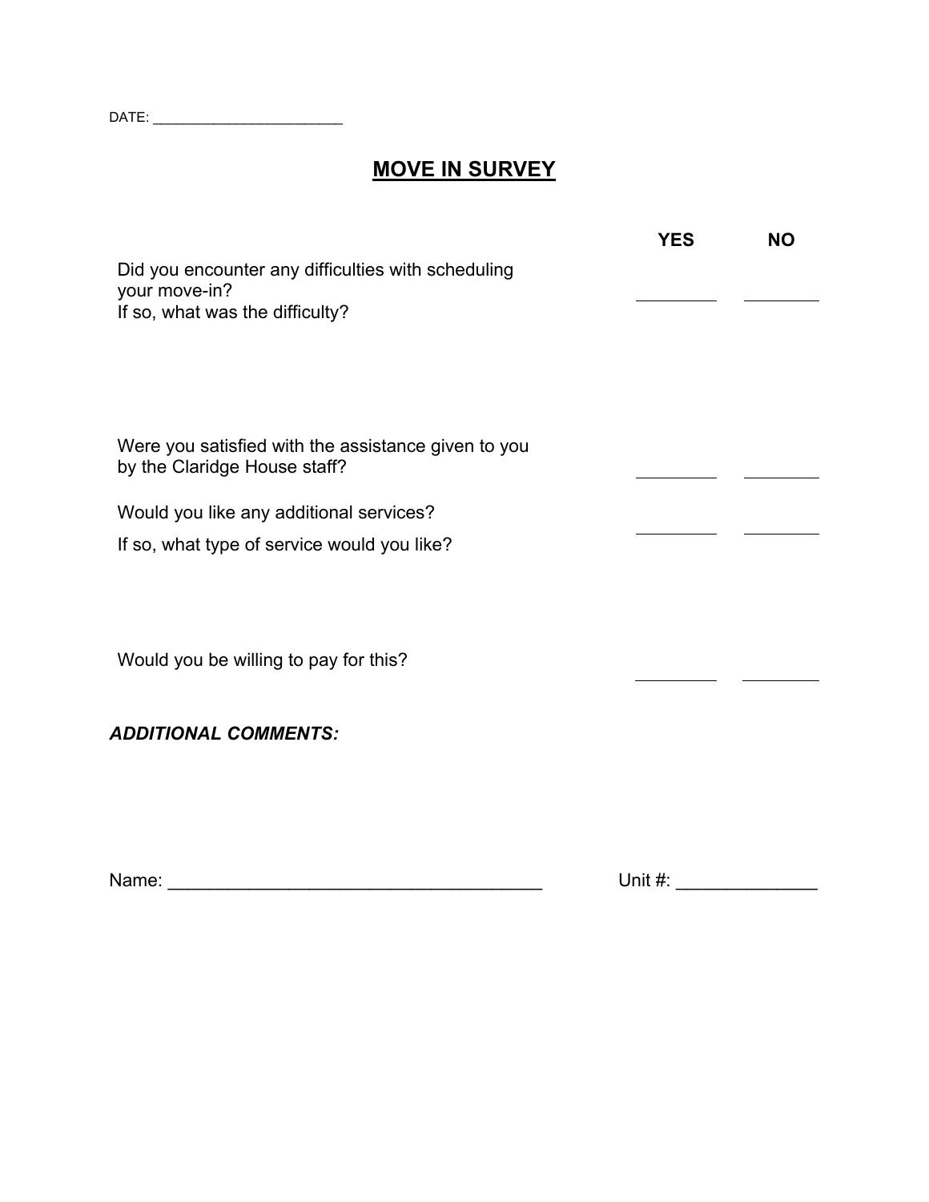DATE: ______________________

# MOVE IN SURVEY

| | YES | NO |
|---|---|---|
| Did you encounter any difficulties with scheduling your move-in?<br>If so, what was the difficulty? | ________ | ________ |
| Were you satisfied with the assistance given to you by the Claridge House staff? | ________ | ________ |
| Would you like any additional services?<br>If so, what type of service would you like? | ________ | ________ |
| Would you be willing to pay for this? | ________ | ________ |

***ADDITIONAL COMMENTS:***

Name: ____________________________________ Unit #: _____________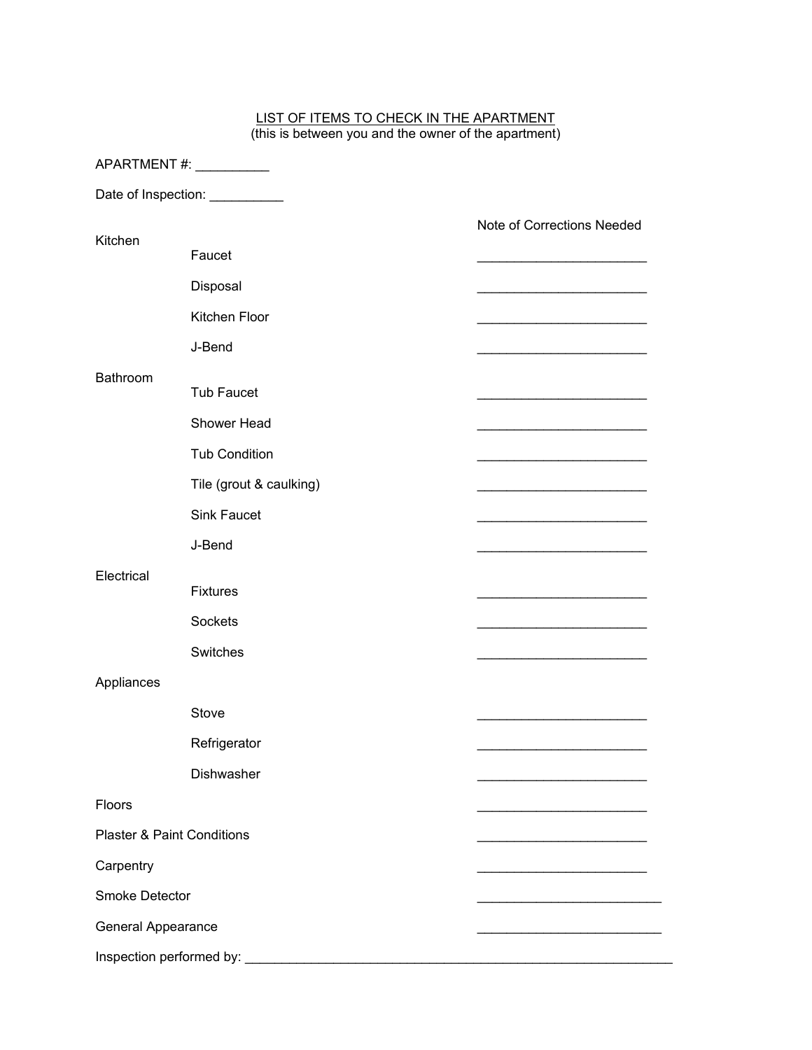# LIST OF ITEMS TO CHECK IN THE APARTMENT

(this is between you and the owner of the apartment)

APARTMENT #: __________

Date of Inspection: __________

| | | Note of Corrections Needed |
|---|---|---|
| Kitchen | Faucet | _______________________ |
| | Disposal | _______________________ |
| | Kitchen Floor | _______________________ |
| | J-Bend | _______________________ |
| Bathroom | Tub Faucet | _______________________ |
| | Shower Head | _______________________ |
| | Tub Condition | _______________________ |
| | Tile (grout & caulking) | _______________________ |
| | Sink Faucet | _______________________ |
| | J-Bend | _______________________ |
| Electrical | Fixtures | _______________________ |
| | Sockets | _______________________ |
| | Switches | _______________________ |
| Appliances | | |
| | Stove | _______________________ |
| | Refrigerator | _______________________ |
| | Dishwasher | _______________________ |
| Floors | | _______________________ |
| Plaster & Paint Conditions | | _______________________ |
| Carpentry | | _______________________ |
| Smoke Detector | | _________________________ |
| General Appearance | | _________________________ |

Inspection performed by: ___________________________________________________________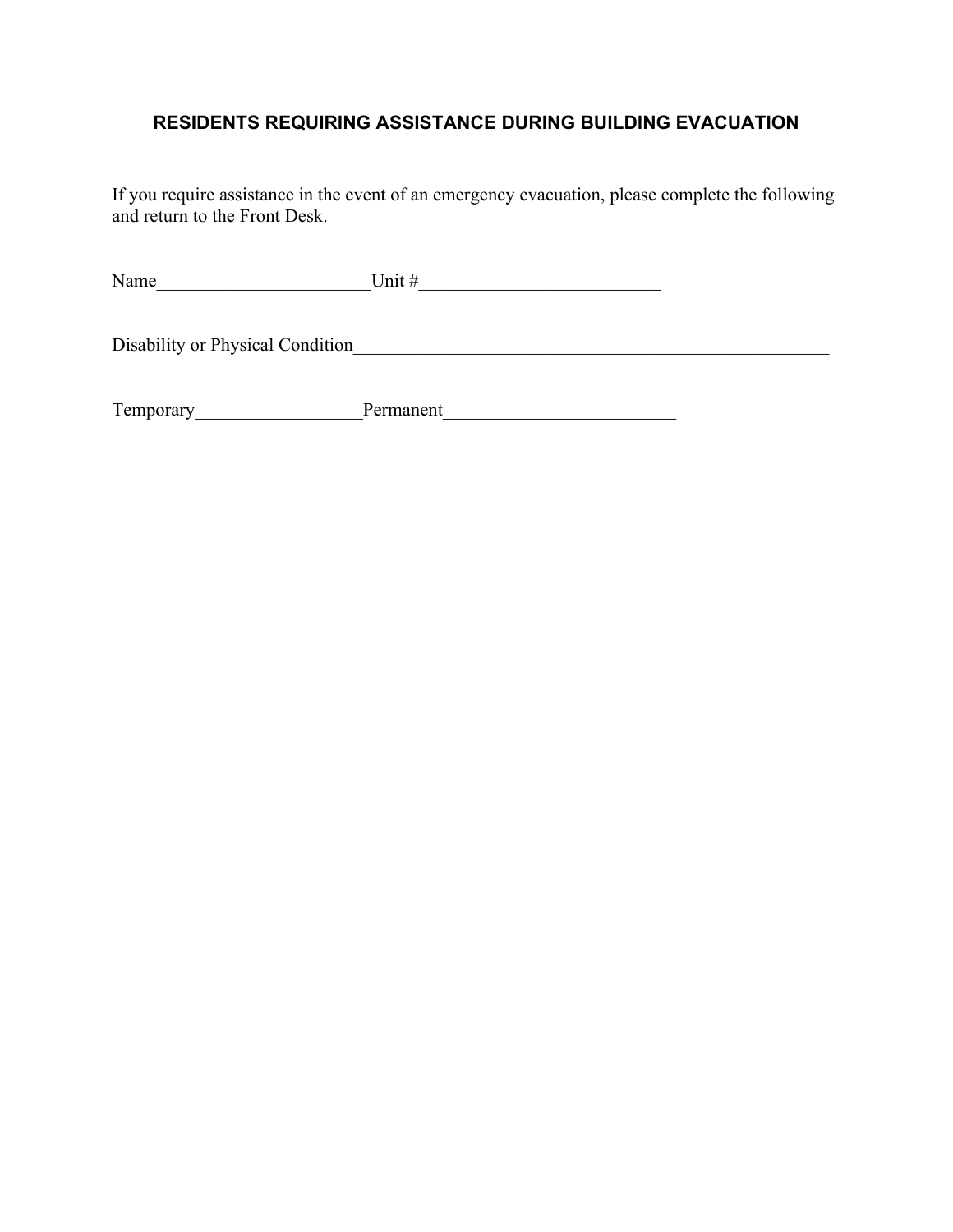## RESIDENTS REQUIRING ASSISTANCE DURING BUILDING EVACUATION

If you require assistance in the event of an emergency evacuation, please complete the following and return to the Front Desk.

Name_______________________Unit #__________________________

Disability or Physical Condition___________________________________________________

Temporary__________________Permanent________________________